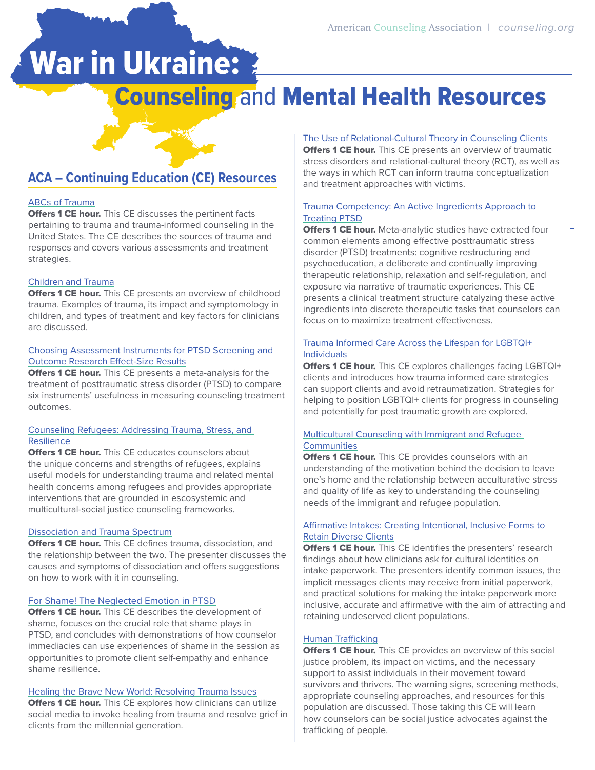# War in Ukraine: Counseling and Mental Health Resources

## ACA – Continuing Education (CE) Resources

ABCs of Trauma
**Offers 1 CE hour.** This CE discusses the pertinent facts pertaining to trauma and trauma-informed counseling in the United States. The CE describes the sources of trauma and responses and covers various assessments and treatment strategies.

Children and Trauma
**Offers 1 CE hour.** This CE presents an overview of childhood trauma. Examples of trauma, its impact and symptomology in children, and types of treatment and key factors for clinicians are discussed.

Choosing Assessment Instruments for PTSD Screening and Outcome Research Effect-Size Results
**Offers 1 CE hour.** This CE presents a meta-analysis for the treatment of posttraumatic stress disorder (PTSD) to compare six instruments' usefulness in measuring counseling treatment outcomes.

Counseling Refugees: Addressing Trauma, Stress, and Resilience
**Offers 1 CE hour.** This CE educates counselors about the unique concerns and strengths of refugees, explains useful models for understanding trauma and related mental health concerns among refugees and provides appropriate interventions that are grounded in escosystemic and multicultural-social justice counseling frameworks.

Dissociation and Trauma Spectrum
**Offers 1 CE hour.** This CE defines trauma, dissociation, and the relationship between the two. The presenter discusses the causes and symptoms of dissociation and offers suggestions on how to work with it in counseling.

For Shame! The Neglected Emotion in PTSD
**Offers 1 CE hour.** This CE describes the development of shame, focuses on the crucial role that shame plays in PTSD, and concludes with demonstrations of how counselor immediacies can use experiences of shame in the session as opportunities to promote client self-empathy and enhance shame resilience.

Healing the Brave New World: Resolving Trauma Issues
**Offers 1 CE hour.** This CE explores how clinicians can utilize social media to invoke healing from trauma and resolve grief in clients from the millennial generation.

The Use of Relational-Cultural Theory in Counseling Clients
**Offers 1 CE hour.** This CE presents an overview of traumatic stress disorders and relational-cultural theory (RCT), as well as the ways in which RCT can inform trauma conceptualization and treatment approaches with victims.

Trauma Competency: An Active Ingredients Approach to Treating PTSD
**Offers 1 CE hour.** Meta-analytic studies have extracted four common elements among effective posttraumatic stress disorder (PTSD) treatments: cognitive restructuring and psychoeducation, a deliberate and continually improving therapeutic relationship, relaxation and self-regulation, and exposure via narrative of traumatic experiences. This CE presents a clinical treatment structure catalyzing these active ingredients into discrete therapeutic tasks that counselors can focus on to maximize treatment effectiveness.

Trauma Informed Care Across the Lifespan for LGBTQI+ Individuals
**Offers 1 CE hour.** This CE explores challenges facing LGBTQI+ clients and introduces how trauma informed care strategies can support clients and avoid retraumatization. Strategies for helping to position LGBTQI+ clients for progress in counseling and potentially for post traumatic growth are explored.

Multicultural Counseling with Immigrant and Refugee Communities
**Offers 1 CE hour.** This CE provides counselors with an understanding of the motivation behind the decision to leave one's home and the relationship between acculturative stress and quality of life as key to understanding the counseling needs of the immigrant and refugee population.

Affirmative Intakes: Creating Intentional, Inclusive Forms to Retain Diverse Clients
**Offers 1 CE hour.** This CE identifies the presenters' research findings about how clinicians ask for cultural identities on intake paperwork. The presenters identify common issues, the implicit messages clients may receive from initial paperwork, and practical solutions for making the intake paperwork more inclusive, accurate and affirmative with the aim of attracting and retaining undeserved client populations.

Human Trafficking
**Offers 1 CE hour.** This CE provides an overview of this social justice problem, its impact on victims, and the necessary support to assist individuals in their movement toward survivors and thrivers. The warning signs, screening methods, appropriate counseling approaches, and resources for this population are discussed. Those taking this CE will learn how counselors can be social justice advocates against the trafficking of people.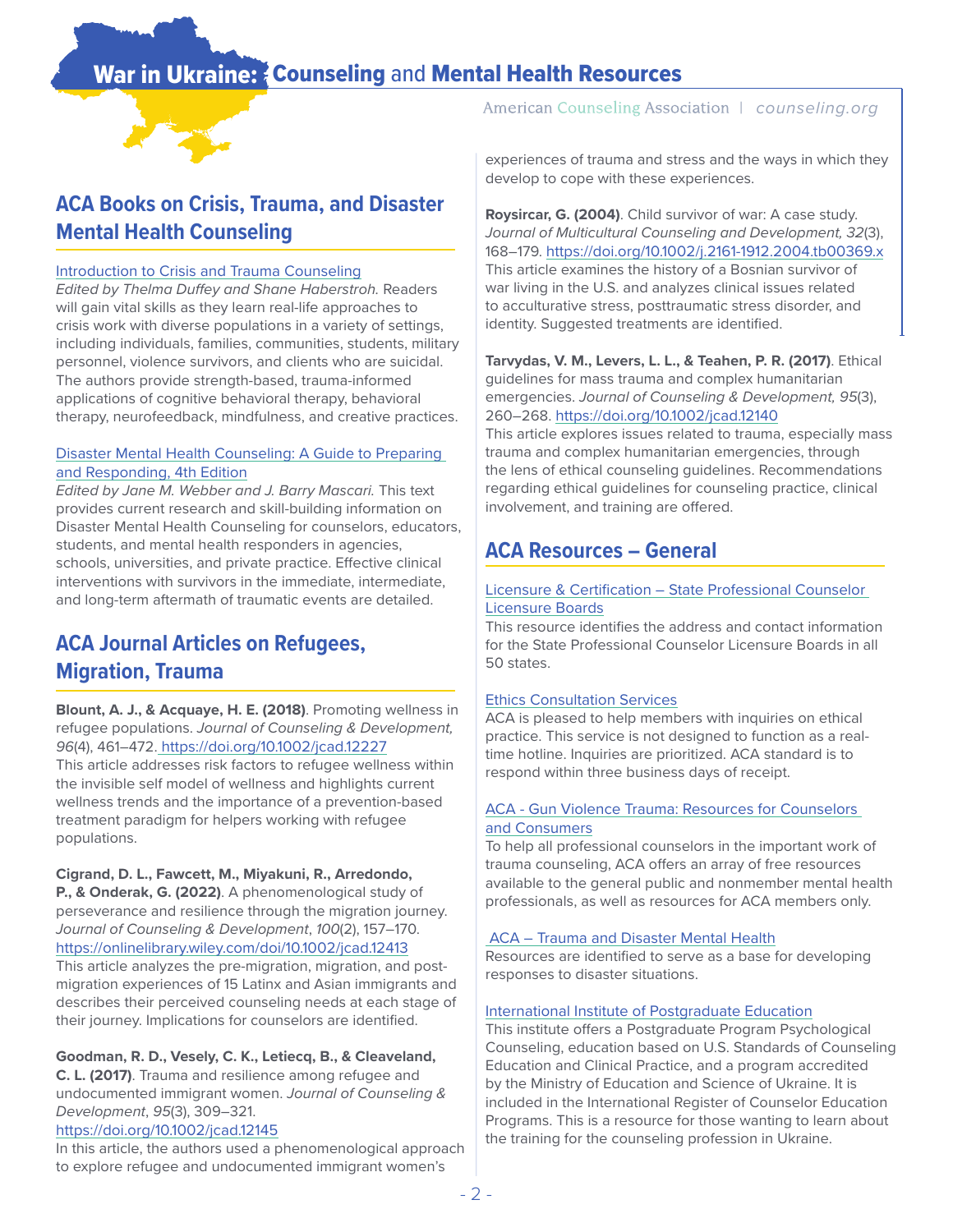# War in Ukraine: Counseling and Mental Health Resources

American Counseling Association | counseling.org

## ACA Books on Crisis, Trauma, and Disaster Mental Health Counseling

Introduction to Crisis and Trauma Counseling
*Edited by Thelma Duffey and Shane Haberstroh.* Readers will gain vital skills as they learn real-life approaches to crisis work with diverse populations in a variety of settings, including individuals, families, communities, students, military personnel, violence survivors, and clients who are suicidal. The authors provide strength-based, trauma-informed applications of cognitive behavioral therapy, behavioral therapy, neurofeedback, mindfulness, and creative practices.

Disaster Mental Health Counseling: A Guide to Preparing and Responding, 4th Edition
*Edited by Jane M. Webber and J. Barry Mascari.* This text provides current research and skill-building information on Disaster Mental Health Counseling for counselors, educators, students, and mental health responders in agencies, schools, universities, and private practice. Effective clinical interventions with survivors in the immediate, intermediate, and long-term aftermath of traumatic events are detailed.

## ACA Journal Articles on Refugees, Migration, Trauma

**Blount, A. J., & Acquaye, H. E. (2018)**. Promoting wellness in refugee populations. *Journal of Counseling & Development, 96*(4), 461–472. https://doi.org/10.1002/jcad.12227
This article addresses risk factors to refugee wellness within the invisible self model of wellness and highlights current wellness trends and the importance of a prevention-based treatment paradigm for helpers working with refugee populations.

**Cigrand, D. L., Fawcett, M., Miyakuni, R., Arredondo, P., & Onderak, G. (2022)**. A phenomenological study of perseverance and resilience through the migration journey. *Journal of Counseling & Development*, *100*(2), 157–170. https://onlinelibrary.wiley.com/doi/10.1002/jcad.12413
This article analyzes the pre-migration, migration, and post-migration experiences of 15 Latinx and Asian immigrants and describes their perceived counseling needs at each stage of their journey. Implications for counselors are identified.

**Goodman, R. D., Vesely, C. K., Letiecq, B., & Cleaveland, C. L. (2017)**. Trauma and resilience among refugee and undocumented immigrant women. *Journal of Counseling & Development*, *95*(3), 309–321.
https://doi.org/10.1002/jcad.12145
In this article, the authors used a phenomenological approach to explore refugee and undocumented immigrant women's experiences of trauma and stress and the ways in which they develop to cope with these experiences.

**Roysircar, G. (2004)**. Child survivor of war: A case study. *Journal of Multicultural Counseling and Development, 32*(3), 168–179. https://doi.org/10.1002/j.2161-1912.2004.tb00369.x
This article examines the history of a Bosnian survivor of war living in the U.S. and analyzes clinical issues related to acculturative stress, posttraumatic stress disorder, and identity. Suggested treatments are identified.

**Tarvydas, V. M., Levers, L. L., & Teahen, P. R. (2017)**. Ethical guidelines for mass trauma and complex humanitarian emergencies. *Journal of Counseling & Development, 95*(3), 260–268. https://doi.org/10.1002/jcad.12140
This article explores issues related to trauma, especially mass trauma and complex humanitarian emergencies, through the lens of ethical counseling guidelines. Recommendations regarding ethical guidelines for counseling practice, clinical involvement, and training are offered.

## ACA Resources – General

Licensure & Certification – State Professional Counselor Licensure Boards
This resource identifies the address and contact information for the State Professional Counselor Licensure Boards in all 50 states.

Ethics Consultation Services
ACA is pleased to help members with inquiries on ethical practice. This service is not designed to function as a real-time hotline. Inquiries are prioritized. ACA standard is to respond within three business days of receipt.

ACA - Gun Violence Trauma: Resources for Counselors and Consumers
To help all professional counselors in the important work of trauma counseling, ACA offers an array of free resources available to the general public and nonmember mental health professionals, as well as resources for ACA members only.

ACA – Trauma and Disaster Mental Health
Resources are identified to serve as a base for developing responses to disaster situations.

International Institute of Postgraduate Education
This institute offers a Postgraduate Program Psychological Counseling, education based on U.S. Standards of Counseling Education and Clinical Practice, and a program accredited by the Ministry of Education and Science of Ukraine. It is included in the International Register of Counselor Education Programs. This is a resource for those wanting to learn about the training for the counseling profession in Ukraine.